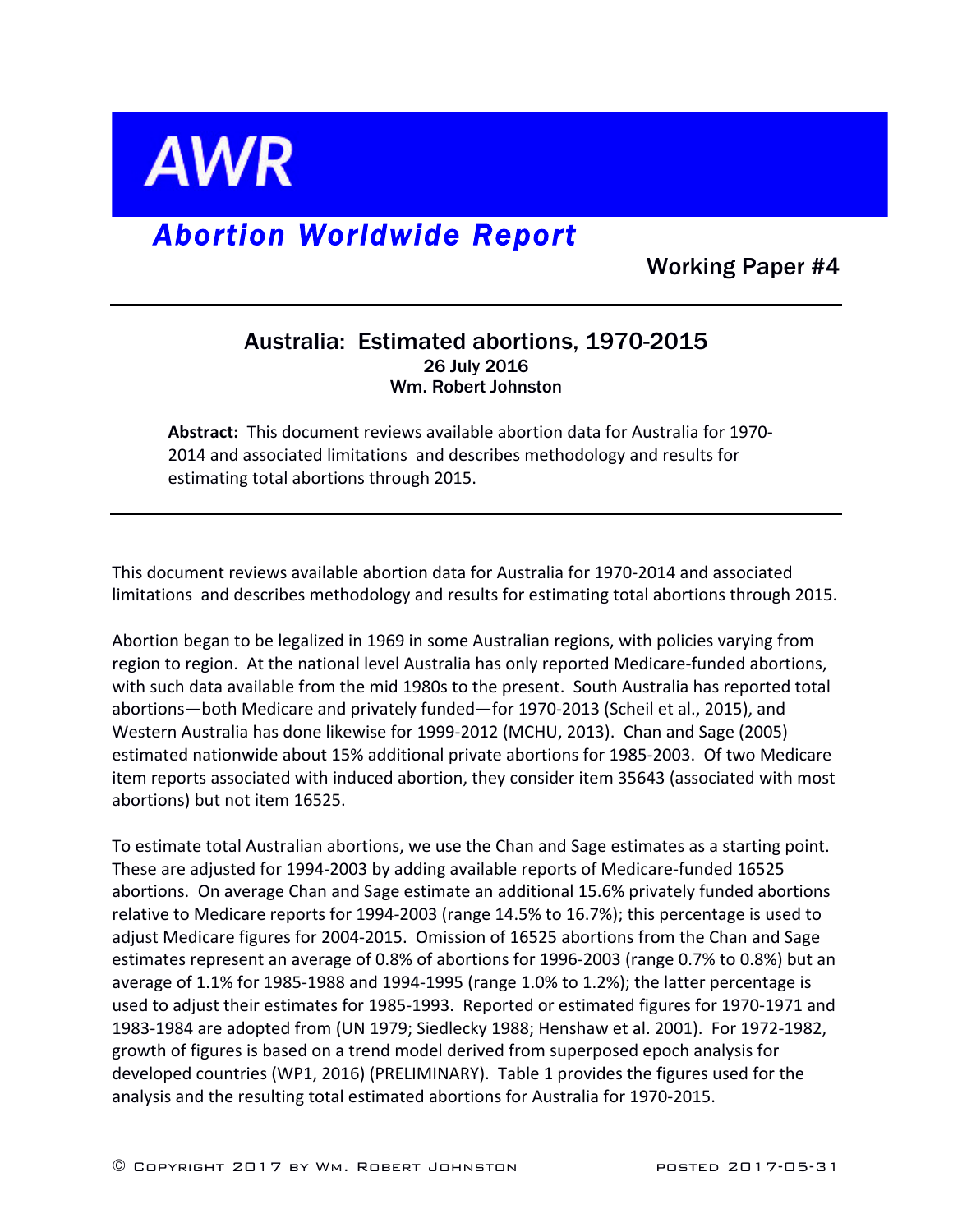# AWR

## *Abortion Worldwide Report*

**Working Paper #4**

---

### Australia: Estimated abortions, 1970-2015

**26 July 2016**

**Wm. Robert Johnston**

> **Abstract:** This document reviews available abortion data for Australia for 1970-2014 and associated limitations and describes methodology and results for estimating total abortions through 2015.

---

This document reviews available abortion data for Australia for 1970-2014 and associated limitations and describes methodology and results for estimating total abortions through 2015.

Abortion began to be legalized in 1969 in some Australian regions, with policies varying from region to region. At the national level Australia has only reported Medicare-funded abortions, with such data available from the mid 1980s to the present. South Australia has reported total abortions—both Medicare and privately funded—for 1970-2013 (Scheil et al., 2015), and Western Australia has done likewise for 1999-2012 (MCHU, 2013). Chan and Sage (2005) estimated nationwide about 15% additional private abortions for 1985-2003. Of two Medicare item reports associated with induced abortion, they consider item 35643 (associated with most abortions) but not item 16525.

To estimate total Australian abortions, we use the Chan and Sage estimates as a starting point. These are adjusted for 1994-2003 by adding available reports of Medicare-funded 16525 abortions. On average Chan and Sage estimate an additional 15.6% privately funded abortions relative to Medicare reports for 1994-2003 (range 14.5% to 16.7%); this percentage is used to adjust Medicare figures for 2004-2015. Omission of 16525 abortions from the Chan and Sage estimates represent an average of 0.8% of abortions for 1996-2003 (range 0.7% to 0.8%) but an average of 1.1% for 1985-1988 and 1994-1995 (range 1.0% to 1.2%); the latter percentage is used to adjust their estimates for 1985-1993. Reported or estimated figures for 1970-1971 and 1983-1984 are adopted from (UN 1979; Siedlecky 1988; Henshaw et al. 2001). For 1972-1982, growth of figures is based on a trend model derived from superposed epoch analysis for developed countries (WP1, 2016) (PRELIMINARY). Table 1 provides the figures used for the analysis and the resulting total estimated abortions for Australia for 1970-2015.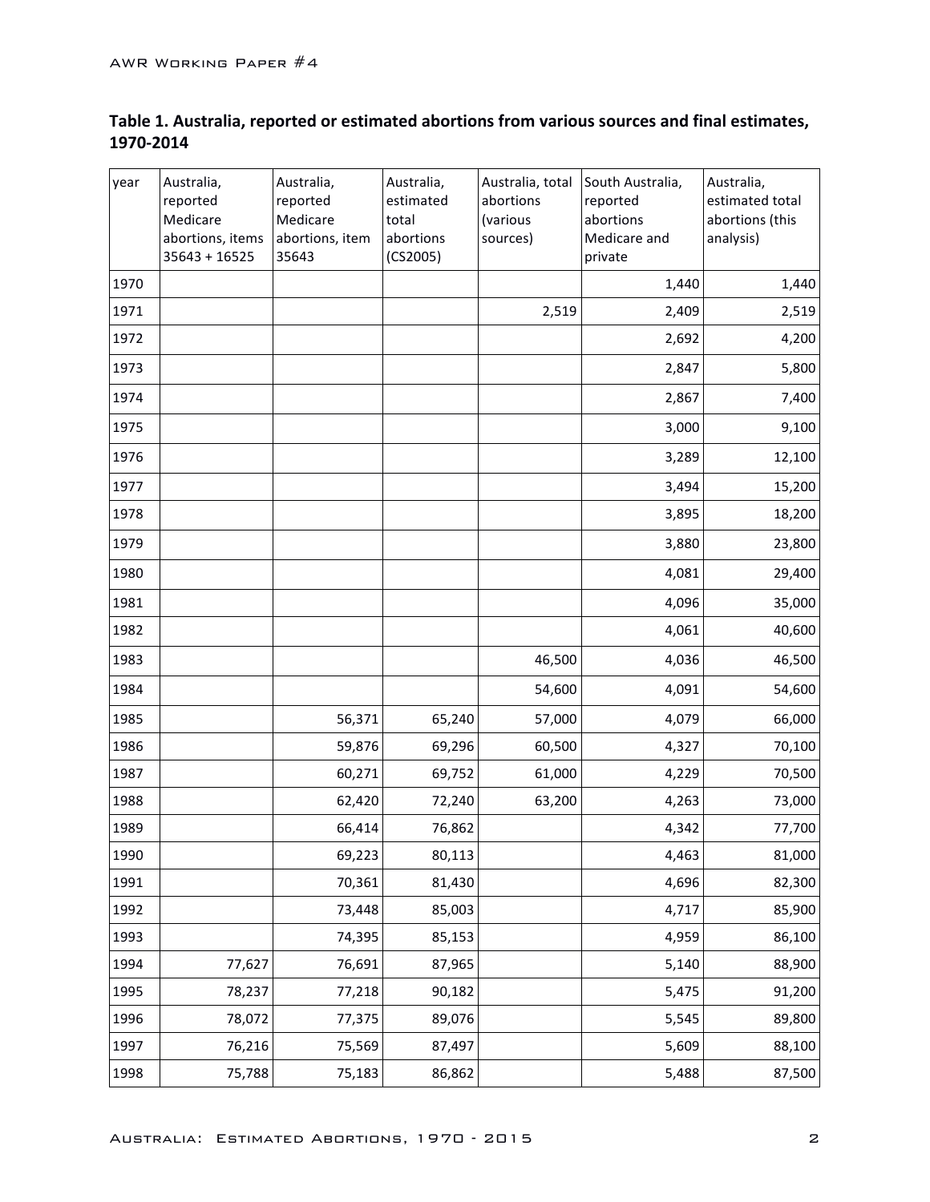**Table 1. Australia, reported or estimated abortions from various sources and final estimates, 1970-2014**

| year | Australia, reported Medicare abortions, items 35643 + 16525 | Australia, reported Medicare abortions, item 35643 | Australia, estimated total abortions (CS2005) | Australia, total abortions (various sources) | South Australia, reported abortions Medicare and private | Australia, estimated total abortions (this analysis) |
|---|---|---|---|---|---|---|
| 1970 | | | | | 1,440 | 1,440 |
| 1971 | | | | 2,519 | 2,409 | 2,519 |
| 1972 | | | | | 2,692 | 4,200 |
| 1973 | | | | | 2,847 | 5,800 |
| 1974 | | | | | 2,867 | 7,400 |
| 1975 | | | | | 3,000 | 9,100 |
| 1976 | | | | | 3,289 | 12,100 |
| 1977 | | | | | 3,494 | 15,200 |
| 1978 | | | | | 3,895 | 18,200 |
| 1979 | | | | | 3,880 | 23,800 |
| 1980 | | | | | 4,081 | 29,400 |
| 1981 | | | | | 4,096 | 35,000 |
| 1982 | | | | | 4,061 | 40,600 |
| 1983 | | | | 46,500 | 4,036 | 46,500 |
| 1984 | | | | 54,600 | 4,091 | 54,600 |
| 1985 | | 56,371 | 65,240 | 57,000 | 4,079 | 66,000 |
| 1986 | | 59,876 | 69,296 | 60,500 | 4,327 | 70,100 |
| 1987 | | 60,271 | 69,752 | 61,000 | 4,229 | 70,500 |
| 1988 | | 62,420 | 72,240 | 63,200 | 4,263 | 73,000 |
| 1989 | | 66,414 | 76,862 | | 4,342 | 77,700 |
| 1990 | | 69,223 | 80,113 | | 4,463 | 81,000 |
| 1991 | | 70,361 | 81,430 | | 4,696 | 82,300 |
| 1992 | | 73,448 | 85,003 | | 4,717 | 85,900 |
| 1993 | | 74,395 | 85,153 | | 4,959 | 86,100 |
| 1994 | 77,627 | 76,691 | 87,965 | | 5,140 | 88,900 |
| 1995 | 78,237 | 77,218 | 90,182 | | 5,475 | 91,200 |
| 1996 | 78,072 | 77,375 | 89,076 | | 5,545 | 89,800 |
| 1997 | 76,216 | 75,569 | 87,497 | | 5,609 | 88,100 |
| 1998 | 75,788 | 75,183 | 86,862 | | 5,488 | 87,500 |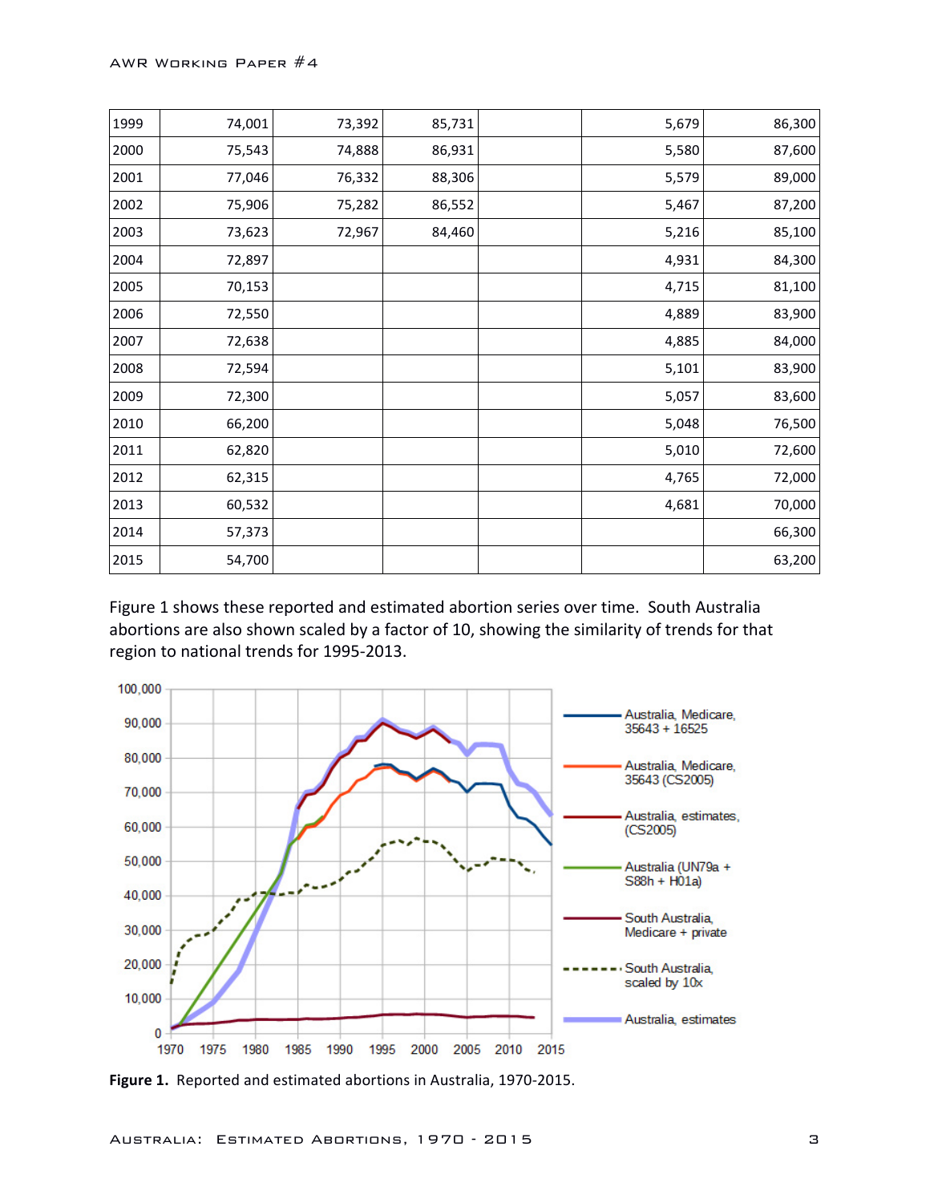| | | | | | | |
|---|---|---|---|---|---|---|
| 1999 | 74,001 | 73,392 | 85,731 | | 5,679 | 86,300 |
| 2000 | 75,543 | 74,888 | 86,931 | | 5,580 | 87,600 |
| 2001 | 77,046 | 76,332 | 88,306 | | 5,579 | 89,000 |
| 2002 | 75,906 | 75,282 | 86,552 | | 5,467 | 87,200 |
| 2003 | 73,623 | 72,967 | 84,460 | | 5,216 | 85,100 |
| 2004 | 72,897 | | | | 4,931 | 84,300 |
| 2005 | 70,153 | | | | 4,715 | 81,100 |
| 2006 | 72,550 | | | | 4,889 | 83,900 |
| 2007 | 72,638 | | | | 4,885 | 84,000 |
| 2008 | 72,594 | | | | 5,101 | 83,900 |
| 2009 | 72,300 | | | | 5,057 | 83,600 |
| 2010 | 66,200 | | | | 5,048 | 76,500 |
| 2011 | 62,820 | | | | 5,010 | 72,600 |
| 2012 | 62,315 | | | | 4,765 | 72,000 |
| 2013 | 60,532 | | | | 4,681 | 70,000 |
| 2014 | 57,373 | | | | | 66,300 |
| 2015 | 54,700 | | | | | 63,200 |

Figure 1 shows these reported and estimated abortion series over time. South Australia abortions are also shown scaled by a factor of 10, showing the similarity of trends for that region to national trends for 1995-2013.

**Figure 1.** Reported and estimated abortions in Australia, 1970-2015.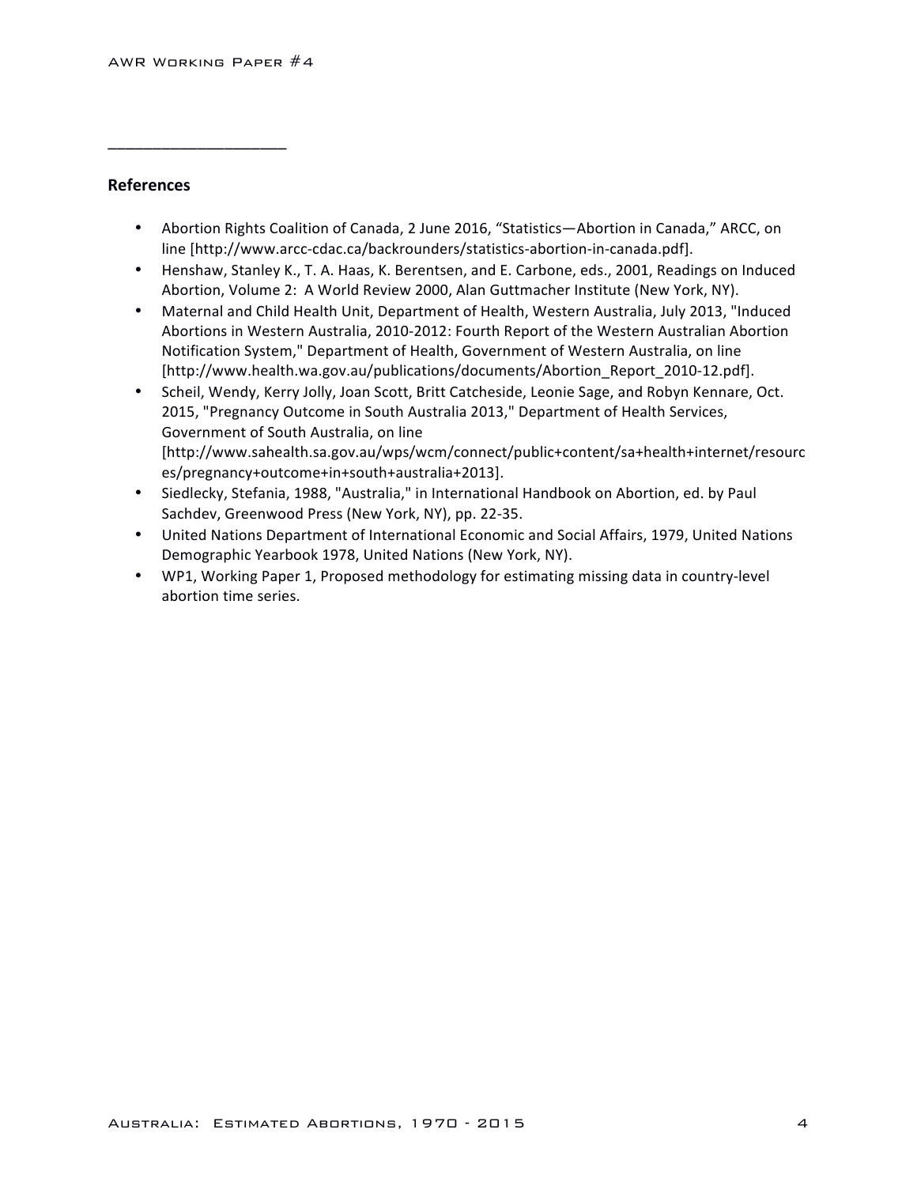---

## References

- Abortion Rights Coalition of Canada, 2 June 2016, "Statistics—Abortion in Canada," ARCC, on line [http://www.arcc-cdac.ca/backrounders/statistics-abortion-in-canada.pdf].
- Henshaw, Stanley K., T. A. Haas, K. Berentsen, and E. Carbone, eds., 2001, Readings on Induced Abortion, Volume 2: A World Review 2000, Alan Guttmacher Institute (New York, NY).
- Maternal and Child Health Unit, Department of Health, Western Australia, July 2013, "Induced Abortions in Western Australia, 2010-2012: Fourth Report of the Western Australian Abortion Notification System," Department of Health, Government of Western Australia, on line [http://www.health.wa.gov.au/publications/documents/Abortion_Report_2010-12.pdf].
- Scheil, Wendy, Kerry Jolly, Joan Scott, Britt Catcheside, Leonie Sage, and Robyn Kennare, Oct. 2015, "Pregnancy Outcome in South Australia 2013," Department of Health Services, Government of South Australia, on line [http://www.sahealth.sa.gov.au/wps/wcm/connect/public+content/sa+health+internet/resources/pregnancy+outcome+in+south+australia+2013].
- Siedlecky, Stefania, 1988, "Australia," in International Handbook on Abortion, ed. by Paul Sachdev, Greenwood Press (New York, NY), pp. 22-35.
- United Nations Department of International Economic and Social Affairs, 1979, United Nations Demographic Yearbook 1978, United Nations (New York, NY).
- WP1, Working Paper 1, Proposed methodology for estimating missing data in country-level abortion time series.